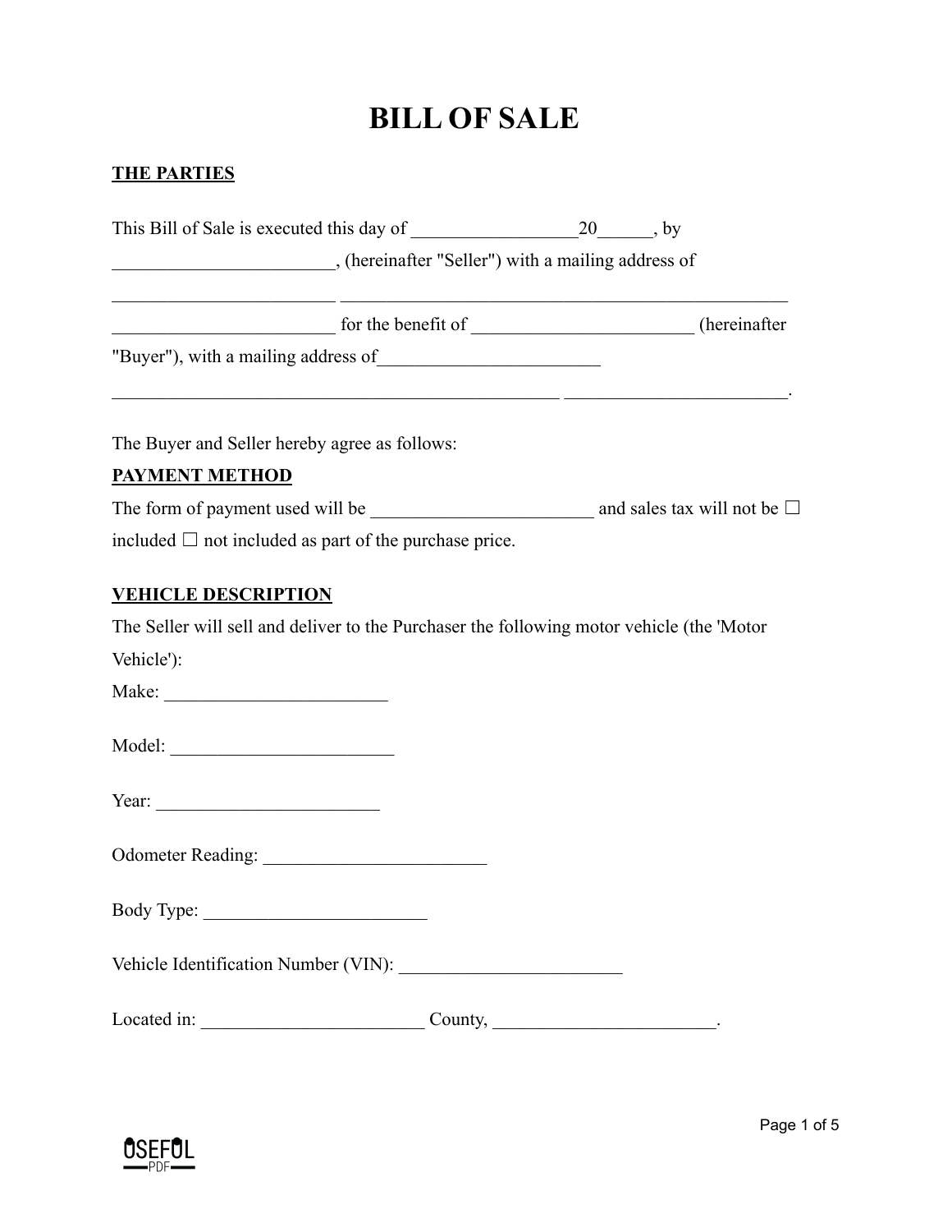# BILL OF SALE

**THE PARTIES**

This Bill of Sale is executed this day of __________________20______, by ________________________, (hereinafter "Seller") with a mailing address of ________________________ __________________________________________________ ________________________ for the benefit of ________________________ (hereinafter "Buyer"), with a mailing address of________________________ __________________________________________________ ________________________.

The Buyer and Seller hereby agree as follows:

**PAYMENT METHOD**

The form of payment used will be ________________________ and sales tax will not be ☐ included ☐ not included as part of the purchase price.

**VEHICLE DESCRIPTION**

The Seller will sell and deliver to the Purchaser the following motor vehicle (the 'Motor Vehicle'):

Make: ________________________

Model: ________________________

Year: ________________________

Odometer Reading: ________________________

Body Type: ________________________

Vehicle Identification Number (VIN): ________________________

Located in: ________________________ County, ________________________.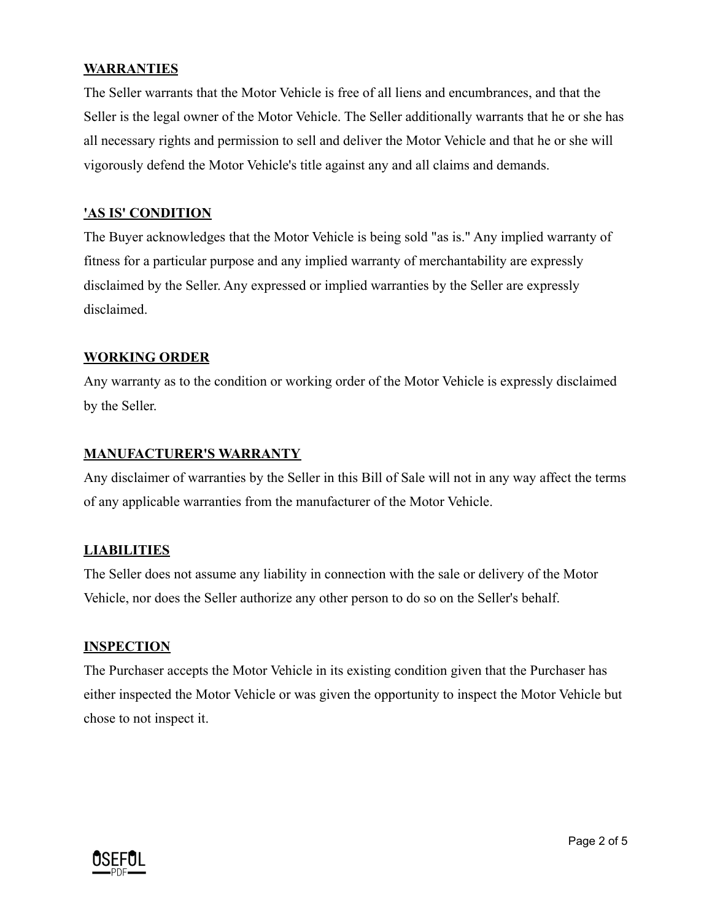## WARRANTIES

The Seller warrants that the Motor Vehicle is free of all liens and encumbrances, and that the Seller is the legal owner of the Motor Vehicle. The Seller additionally warrants that he or she has all necessary rights and permission to sell and deliver the Motor Vehicle and that he or she will vigorously defend the Motor Vehicle's title against any and all claims and demands.

## 'AS IS' CONDITION

The Buyer acknowledges that the Motor Vehicle is being sold "as is." Any implied warranty of fitness for a particular purpose and any implied warranty of merchantability are expressly disclaimed by the Seller. Any expressed or implied warranties by the Seller are expressly disclaimed.

## WORKING ORDER

Any warranty as to the condition or working order of the Motor Vehicle is expressly disclaimed by the Seller.

## MANUFACTURER'S WARRANTY

Any disclaimer of warranties by the Seller in this Bill of Sale will not in any way affect the terms of any applicable warranties from the manufacturer of the Motor Vehicle.

## LIABILITIES

The Seller does not assume any liability in connection with the sale or delivery of the Motor Vehicle, nor does the Seller authorize any other person to do so on the Seller's behalf.

## INSPECTION

The Purchaser accepts the Motor Vehicle in its existing condition given that the Purchaser has either inspected the Motor Vehicle or was given the opportunity to inspect the Motor Vehicle but chose to not inspect it.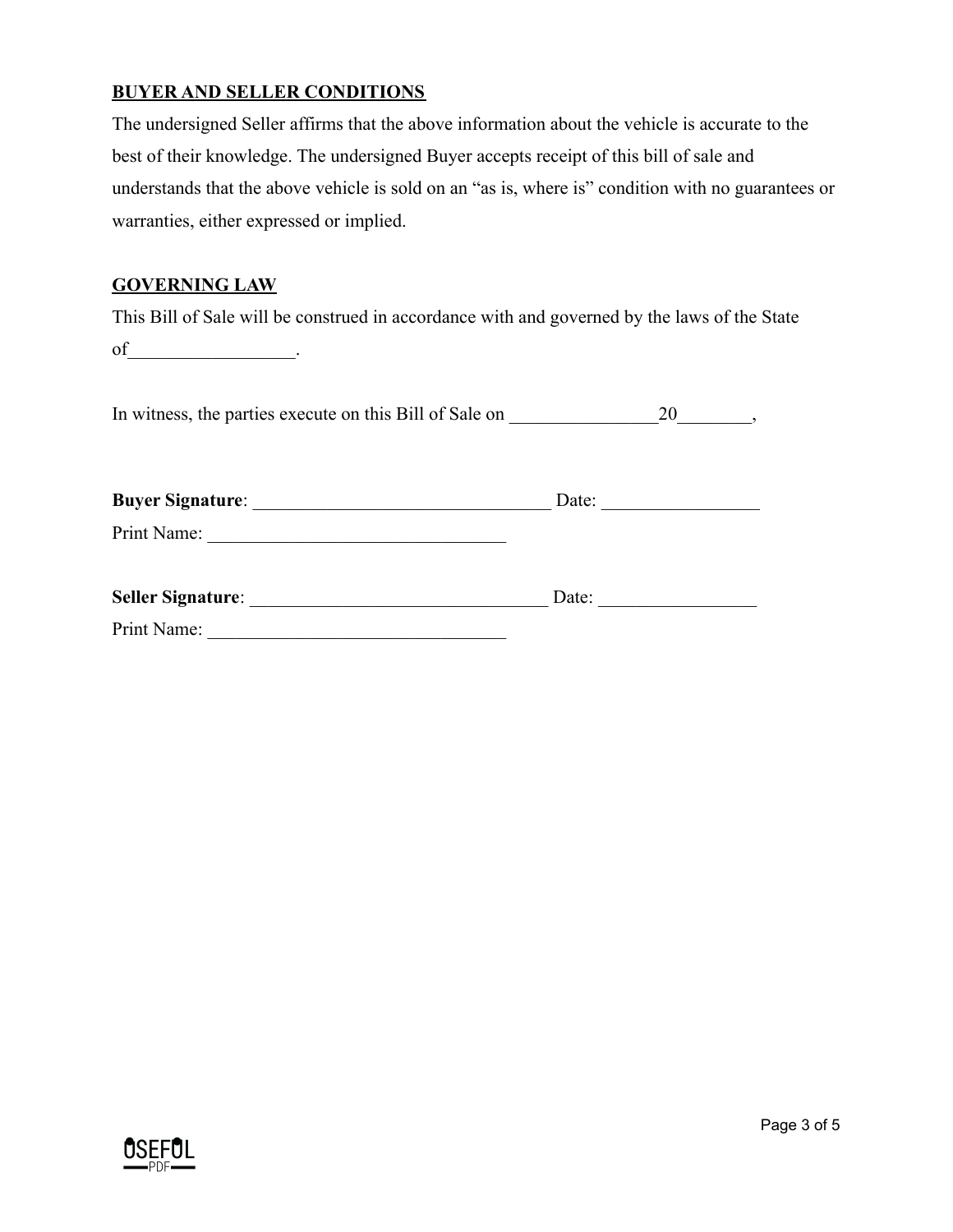**BUYER AND SELLER CONDITIONS**

The undersigned Seller affirms that the above information about the vehicle is accurate to the best of their knowledge. The undersigned Buyer accepts receipt of this bill of sale and understands that the above vehicle is sold on an "as is, where is" condition with no guarantees or warranties, either expressed or implied.

**GOVERNING LAW**

This Bill of Sale will be construed in accordance with and governed by the laws of the State of_________________.

In witness, the parties execute on this Bill of Sale on ________________20________,

**Buyer Signature**: ________________________________ Date: ________________

Print Name: ________________________________

**Seller Signature**: ________________________________ Date: ________________

Print Name: ________________________________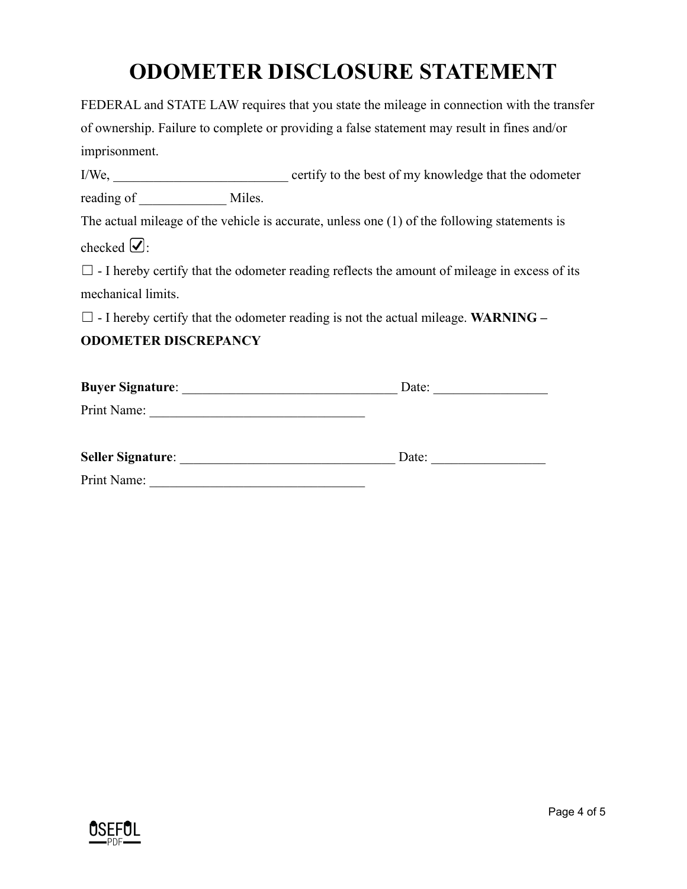# ODOMETER DISCLOSURE STATEMENT

FEDERAL and STATE LAW requires that you state the mileage in connection with the transfer of ownership. Failure to complete or providing a false statement may result in fines and/or imprisonment.

I/We, __________________________ certify to the best of my knowledge that the odometer reading of _____________ Miles.

The actual mileage of the vehicle is accurate, unless one (1) of the following statements is checked ☑:

☐ - I hereby certify that the odometer reading reflects the amount of mileage in excess of its mechanical limits.

☐ - I hereby certify that the odometer reading is not the actual mileage. **WARNING – ODOMETER DISCREPANCY**

**Buyer Signature**: ________________________________ Date: _________________

Print Name: ________________________________

**Seller Signature**: ________________________________ Date: _________________

Print Name: ________________________________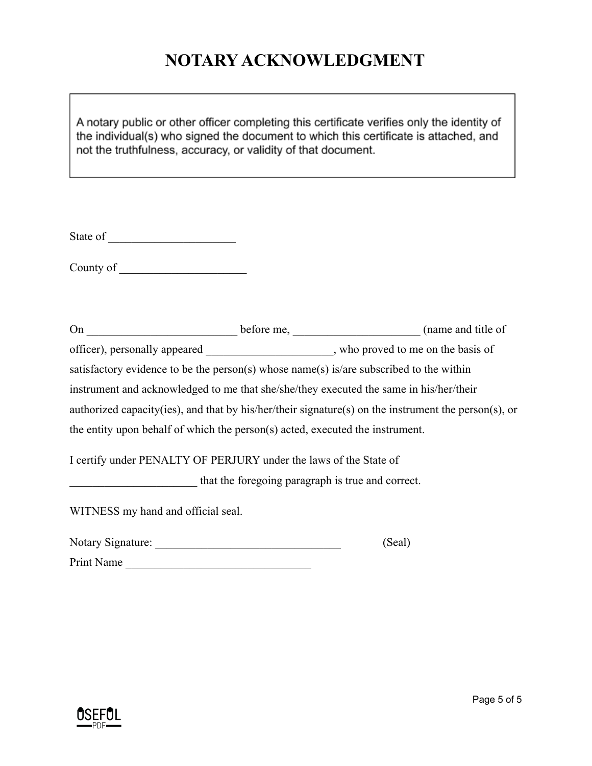# NOTARY ACKNOWLEDGMENT

> A notary public or other officer completing this certificate verifies only the identity of the individual(s) who signed the document to which this certificate is attached, and not the truthfulness, accuracy, or validity of that document.

State of ______________________

County of ______________________

On __________________________ before me, ______________________ (name and title of officer), personally appeared ______________________, who proved to me on the basis of satisfactory evidence to be the person(s) whose name(s) is/are subscribed to the within instrument and acknowledged to me that she/she/they executed the same in his/her/their authorized capacity(ies), and that by his/her/their signature(s) on the instrument the person(s), or the entity upon behalf of which the person(s) acted, executed the instrument.

I certify under PENALTY OF PERJURY under the laws of the State of ______________________ that the foregoing paragraph is true and correct.

WITNESS my hand and official seal.

Notary Signature: ________________________________ (Seal)

Print Name ________________________________

USEFUL PDF